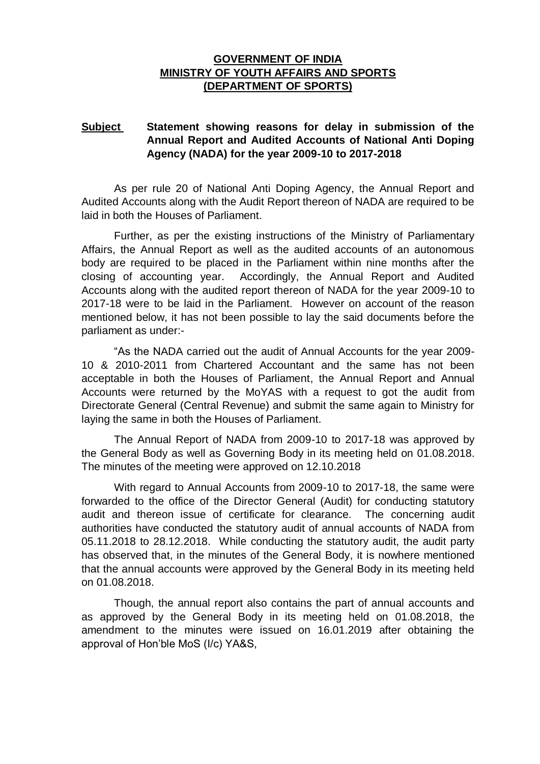**GOVERNMENT OF INDIA**
**MINISTRY OF YOUTH AFFAIRS AND SPORTS**
**(DEPARTMENT OF SPORTS)**

**Subject** **Statement showing reasons for delay in submission of the Annual Report and Audited Accounts of National Anti Doping Agency (NADA) for the year 2009-10 to 2017-2018**

As per rule 20 of National Anti Doping Agency, the Annual Report and Audited Accounts along with the Audit Report thereon of NADA are required to be laid in both the Houses of Parliament.

Further, as per the existing instructions of the Ministry of Parliamentary Affairs, the Annual Report as well as the audited accounts of an autonomous body are required to be placed in the Parliament within nine months after the closing of accounting year. Accordingly, the Annual Report and Audited Accounts along with the audited report thereon of NADA for the year 2009-10 to 2017-18 were to be laid in the Parliament. However on account of the reason mentioned below, it has not been possible to lay the said documents before the parliament as under:-

"As the NADA carried out the audit of Annual Accounts for the year 2009-10 & 2010-2011 from Chartered Accountant and the same has not been acceptable in both the Houses of Parliament, the Annual Report and Annual Accounts were returned by the MoYAS with a request to got the audit from Directorate General (Central Revenue) and submit the same again to Ministry for laying the same in both the Houses of Parliament.

The Annual Report of NADA from 2009-10 to 2017-18 was approved by the General Body as well as Governing Body in its meeting held on 01.08.2018. The minutes of the meeting were approved on 12.10.2018

With regard to Annual Accounts from 2009-10 to 2017-18, the same were forwarded to the office of the Director General (Audit) for conducting statutory audit and thereon issue of certificate for clearance. The concerning audit authorities have conducted the statutory audit of annual accounts of NADA from 05.11.2018 to 28.12.2018. While conducting the statutory audit, the audit party has observed that, in the minutes of the General Body, it is nowhere mentioned that the annual accounts were approved by the General Body in its meeting held on 01.08.2018.

Though, the annual report also contains the part of annual accounts and as approved by the General Body in its meeting held on 01.08.2018, the amendment to the minutes were issued on 16.01.2019 after obtaining the approval of Hon'ble MoS (I/c) YA&S,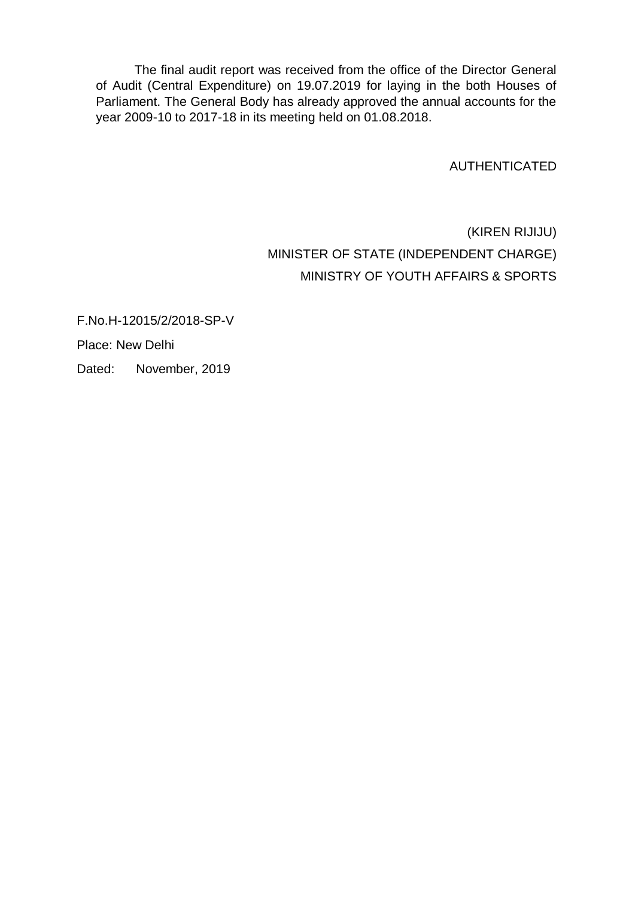The final audit report was received from the office of the Director General of Audit (Central Expenditure) on 19.07.2019 for laying in the both Houses of Parliament. The General Body has already approved the annual accounts for the year 2009-10 to 2017-18 in its meeting held on 01.08.2018.

AUTHENTICATED

(KIREN RIJIJU)
MINISTER OF STATE (INDEPENDENT CHARGE)
MINISTRY OF YOUTH AFFAIRS & SPORTS

F.No.H-12015/2/2018-SP-V

Place: New Delhi

Dated: November, 2019